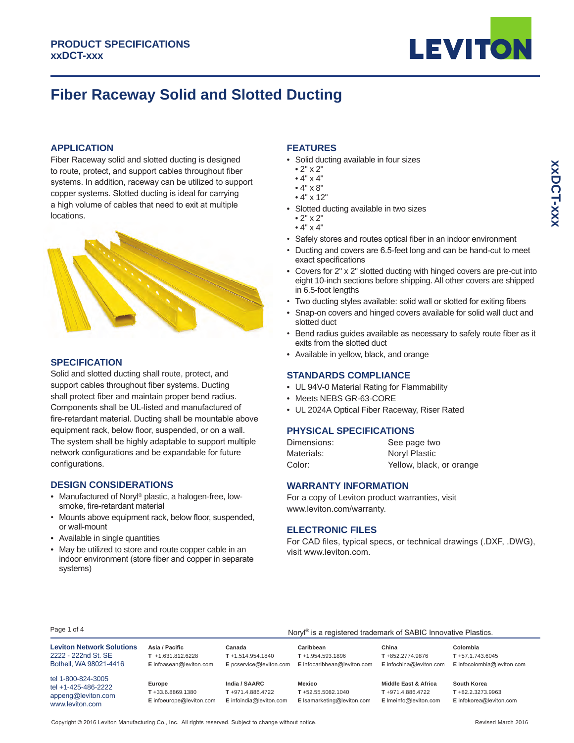**PRODUCT SPECIFICATIONS**
**xxDCT-xxx**

# Fiber Raceway Solid and Slotted Ducting

## APPLICATION

Fiber Raceway solid and slotted ducting is designed to route, protect, and support cables throughout fiber systems. In addition, raceway can be utilized to support copper systems. Slotted ducting is ideal for carrying a high volume of cables that need to exit at multiple locations.

## SPECIFICATION

Solid and slotted ducting shall route, protect, and support cables throughout fiber systems. Ducting shall protect fiber and maintain proper bend radius. Components shall be UL-listed and manufactured of fire-retardant material. Ducting shall be mountable above equipment rack, below floor, suspended, or on a wall. The system shall be highly adaptable to support multiple network configurations and be expandable for future configurations.

## DESIGN CONSIDERATIONS

- Manufactured of Noryl® plastic, a halogen-free, low-smoke, fire-retardant material
- Mounts above equipment rack, below floor, suspended, or wall-mount
- Available in single quantities
- May be utilized to store and route copper cable in an indoor environment (store fiber and copper in separate systems)

## FEATURES

- Solid ducting available in four sizes
  - 2" x 2"
  - 4" x 4"
  - 4" x 8"
  - 4" x 12"
- Slotted ducting available in two sizes
  - 2" x 2"
  - 4" x 4"
- Safely stores and routes optical fiber in an indoor environment
- Ducting and covers are 6.5-feet long and can be hand-cut to meet exact specifications
- Covers for 2" x 2" slotted ducting with hinged covers are pre-cut into eight 10-inch sections before shipping. All other covers are shipped in 6.5-foot lengths
- Two ducting styles available: solid wall or slotted for exiting fibers
- Snap-on covers and hinged covers available for solid wall duct and slotted duct
- Bend radius guides available as necessary to safely route fiber as it exits from the slotted duct
- Available in yellow, black, and orange

## STANDARDS COMPLIANCE

- UL 94V-0 Material Rating for Flammability
- Meets NEBS GR-63-CORE
- UL 2024A Optical Fiber Raceway, Riser Rated

## PHYSICAL SPECIFICATIONS

| | |
|---|---|
| Dimensions: | See page two |
| Materials: | Noryl Plastic |
| Color: | Yellow, black, or orange |

## WARRANTY INFORMATION

For a copy of Leviton product warranties, visit www.leviton.com/warranty.

## ELECTRONIC FILES

For CAD files, typical specs, or technical drawings (.DXF, .DWG), visit www.leviton.com.

Noryl® is a registered trademark of SABIC Innovative Plastics.

**Leviton Network Solutions**
2222 - 222nd St. SE
Bothell, WA 98021-4416

tel 1-800-824-3005
tel +1-425-486-2222
appeng@leviton.com
www.leviton.com

| Region | Telephone | Email |
|---|---|---|
| Asia / Pacific | +1.631.812.6228 | infoasean@leviton.com |
| Canada | +1.514.954.1840 | pcservice@leviton.com |
| Caribbean | +1.954.593.1896 | infocaribbean@leviton.com |
| China | +852.2774.9876 | infochina@leviton.com |
| Colombia | +57.1.743.6045 | infocolombia@leviton.com |
| Europe | +33.6.8869.1380 | infoeurope@leviton.com |
| India / SAARC | +971.4.886.4722 | infoindia@leviton.com |
| Mexico | +52.55.5082.1040 | lsamarketing@leviton.com |
| Middle East & Africa | +971.4.886.4722 | lmeinfo@leviton.com |
| South Korea | +82.2.3273.9963 | infokorea@leviton.com |

Copyright © 2016 Leviton Manufacturing Co., Inc. All rights reserved. Subject to change without notice.

Revised March 2016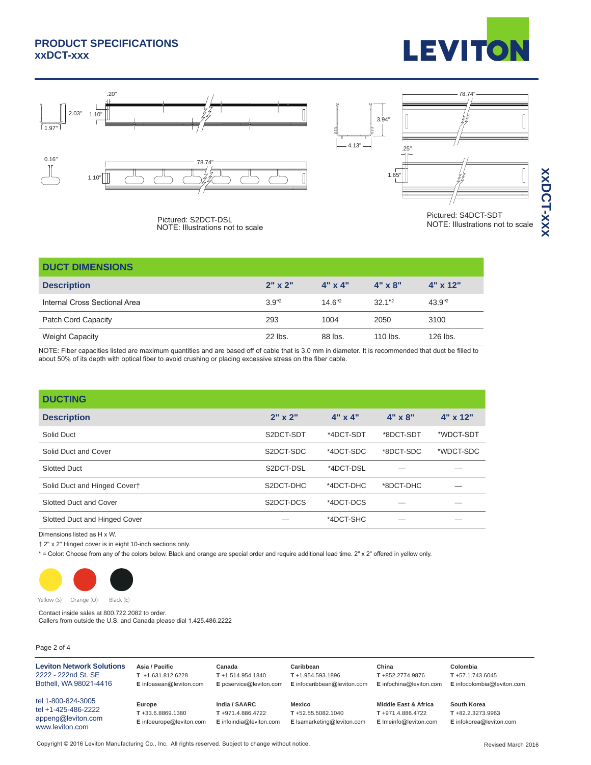# PRODUCT SPECIFICATIONS
## xxDCT-xxx

Pictured: S2DCT-DSL
NOTE: Illustrations not to scale

Pictured: S4DCT-SDT
NOTE: Illustrations not to scale

## DUCT DIMENSIONS

| Description | 2" x 2" | 4" x 4" | 4" x 8" | 4" x 12" |
|---|---|---|---|---|
| Internal Cross Sectional Area | 3.9"² | 14.6"² | 32.1"² | 43.9"² |
| Patch Cord Capacity | 293 | 1004 | 2050 | 3100 |
| Weight Capacity | 22 lbs. | 88 lbs. | 110 lbs. | 126 lbs. |

NOTE: Fiber capacities listed are maximum quantities and are based off of cable that is 3.0 mm in diameter. It is recommended that duct be filled to about 50% of its depth with optical fiber to avoid crushing or placing excessive stress on the fiber cable.

## DUCTING

| Description | 2" x 2" | 4" x 4" | 4" x 8" | 4" x 12" |
|---|---|---|---|---|
| Solid Duct | S2DCT-SDT | *4DCT-SDT | *8DCT-SDT | *WDCT-SDT |
| Solid Duct and Cover | S2DCT-SDC | *4DCT-SDC | *8DCT-SDC | *WDCT-SDC |
| Slotted Duct | S2DCT-DSL | *4DCT-DSL | — | — |
| Solid Duct and Hinged Cover† | S2DCT-DHC | *4DCT-DHC | *8DCT-DHC | — |
| Slotted Duct and Cover | S2DCT-DCS | *4DCT-DCS | — | — |
| Slotted Duct and Hinged Cover | — | *4DCT-SHC | — | — |

Dimensions listed as H x W.

† 2" x 2" Hinged cover is in eight 10-inch sections only.

* = Color: Choose from any of the colors below. Black and orange are special order and require additional lead time. 2" x 2" offered in yellow only.

Yellow (S) Orange (O) Black (E)

Contact inside sales at 800.722.2082 to order.
Callers from outside the U.S. and Canada please dial 1.425.486.2222

**Leviton Network Solutions**
2222 - 222nd St. SE
Bothell, WA 98021-4416

tel 1-800-824-3005
tel +1-425-486-2222
appeng@leviton.com
www.leviton.com

**Asia / Pacific**
T +1.631.812.6228
E infoasean@leviton.com

**Canada**
T +1.514.954.1840
E pcservice@leviton.com

**Caribbean**
T +1.954.593.1896
E infocaribbean@leviton.com

**China**
T +852.2774.9876
E infochina@leviton.com

**Colombia**
T +57.1.743.6045
E infocolombia@leviton.com

**Europe**
T +33.6.8869.1380
E infoeurope@leviton.com

**India / SAARC**
T +971.4.886.4722
E infoindia@leviton.com

**Mexico**
T +52.55.5082.1040
E lsamarketing@leviton.com

**Middle East & Africa**
T +971.4.886.4722
E lmeinfo@leviton.com

**South Korea**
T +82.2.3273.9963
E infokorea@leviton.com

Copyright © 2016 Leviton Manufacturing Co., Inc. All rights reserved. Subject to change without notice.

Revised March 2016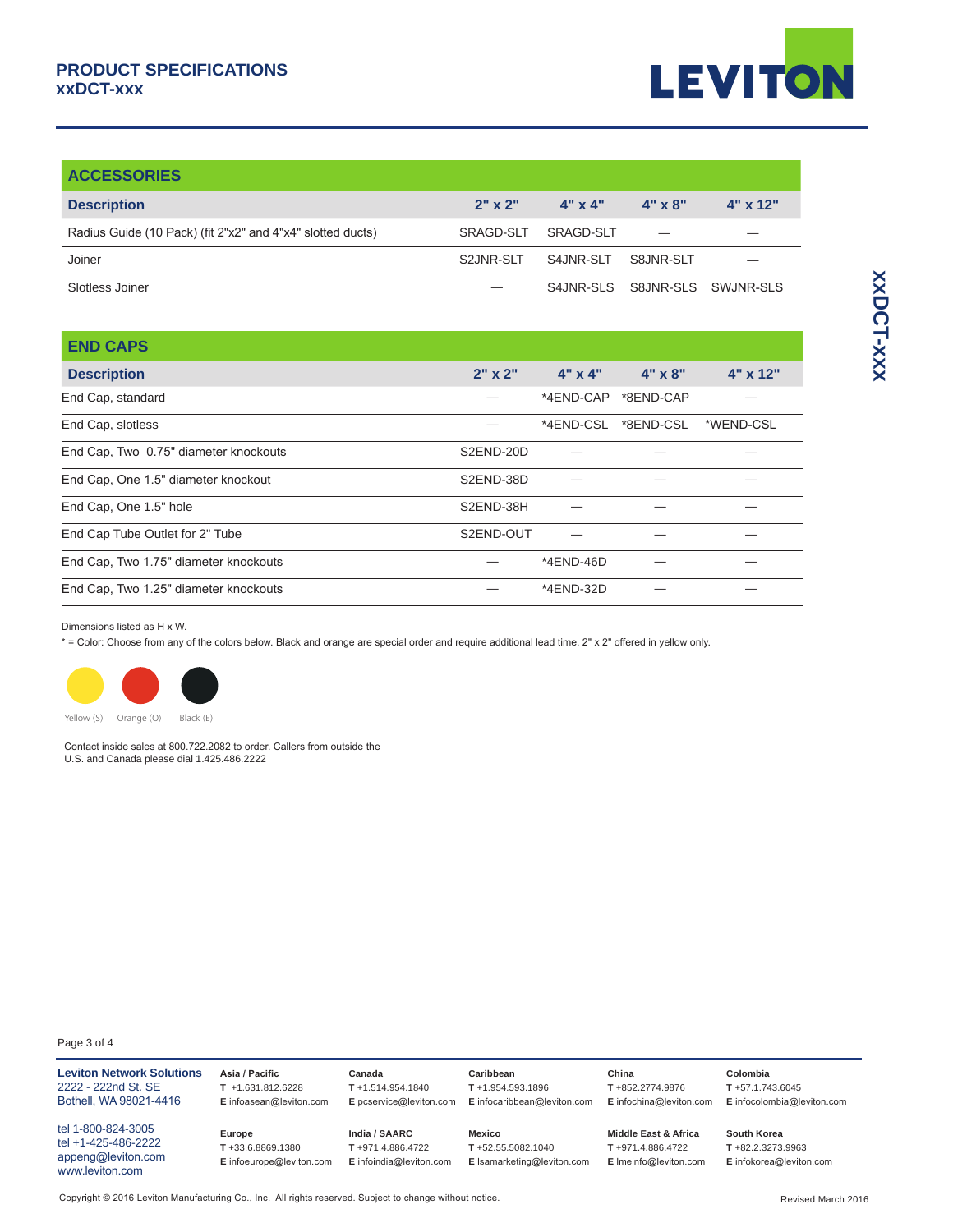# PRODUCT SPECIFICATIONS
## xxDCT-xxx

## ACCESSORIES

| Description | 2" x 2" | 4" x 4" | 4" x 8" | 4" x 12" |
|---|---|---|---|---|
| Radius Guide (10 Pack) (fit 2"x2" and 4"x4" slotted ducts) | SRAGD-SLT | SRAGD-SLT | — | — |
| Joiner | S2JNR-SLT | S4JNR-SLT | S8JNR-SLT | — |
| Slotless Joiner | — | S4JNR-SLS | S8JNR-SLS | SWJNR-SLS |

## END CAPS

| Description | 2" x 2" | 4" x 4" | 4" x 8" | 4" x 12" |
|---|---|---|---|---|
| End Cap, standard | — | *4END-CAP | *8END-CAP | — |
| End Cap, slotless | — | *4END-CSL | *8END-CSL | *WEND-CSL |
| End Cap, Two 0.75" diameter knockouts | S2END-20D | — | — | — |
| End Cap, One 1.5" diameter knockout | S2END-38D | — | — | — |
| End Cap, One 1.5" hole | S2END-38H | — | — | — |
| End Cap Tube Outlet for 2" Tube | S2END-OUT | — | — | — |
| End Cap, Two 1.75" diameter knockouts | — | *4END-46D | — | — |
| End Cap, Two 1.25" diameter knockouts | — | *4END-32D | — | — |

Dimensions listed as H x W.

* = Color: Choose from any of the colors below. Black and orange are special order and require additional lead time. 2" x 2" offered in yellow only.

Yellow (S) Orange (O) Black (E)

Contact inside sales at 800.722.2082 to order. Callers from outside the U.S. and Canada please dial 1.425.486.2222

**Leviton Network Solutions**
2222 - 222nd St. SE
Bothell, WA 98021-4416

tel 1-800-824-3005
tel +1-425-486-2222
appeng@leviton.com
www.leviton.com

**Asia / Pacific**
**T** +1.631.812.6228
**E** infoasean@leviton.com

**Canada**
**T** +1.514.954.1840
**E** pcservice@leviton.com

**Caribbean**
**T** +1.954.593.1896
**E** infocaribbean@leviton.com

**China**
**T** +852.2774.9876
**E** infochina@leviton.com

**Colombia**
**T** +57.1.743.6045
**E** infocolombia@leviton.com

**Europe**
**T** +33.6.8869.1380
**E** infoeurope@leviton.com

**India / SAARC**
**T** +971.4.886.4722
**E** infoindia@leviton.com

**Mexico**
**T** +52.55.5082.1040
**E** lsamarketing@leviton.com

**Middle East & Africa**
**T** +971.4.886.4722
**E** lmeinfo@leviton.com

**South Korea**
**T** +82.2.3273.9963
**E** infokorea@leviton.com

Copyright © 2016 Leviton Manufacturing Co., Inc. All rights reserved. Subject to change without notice.

Revised March 2016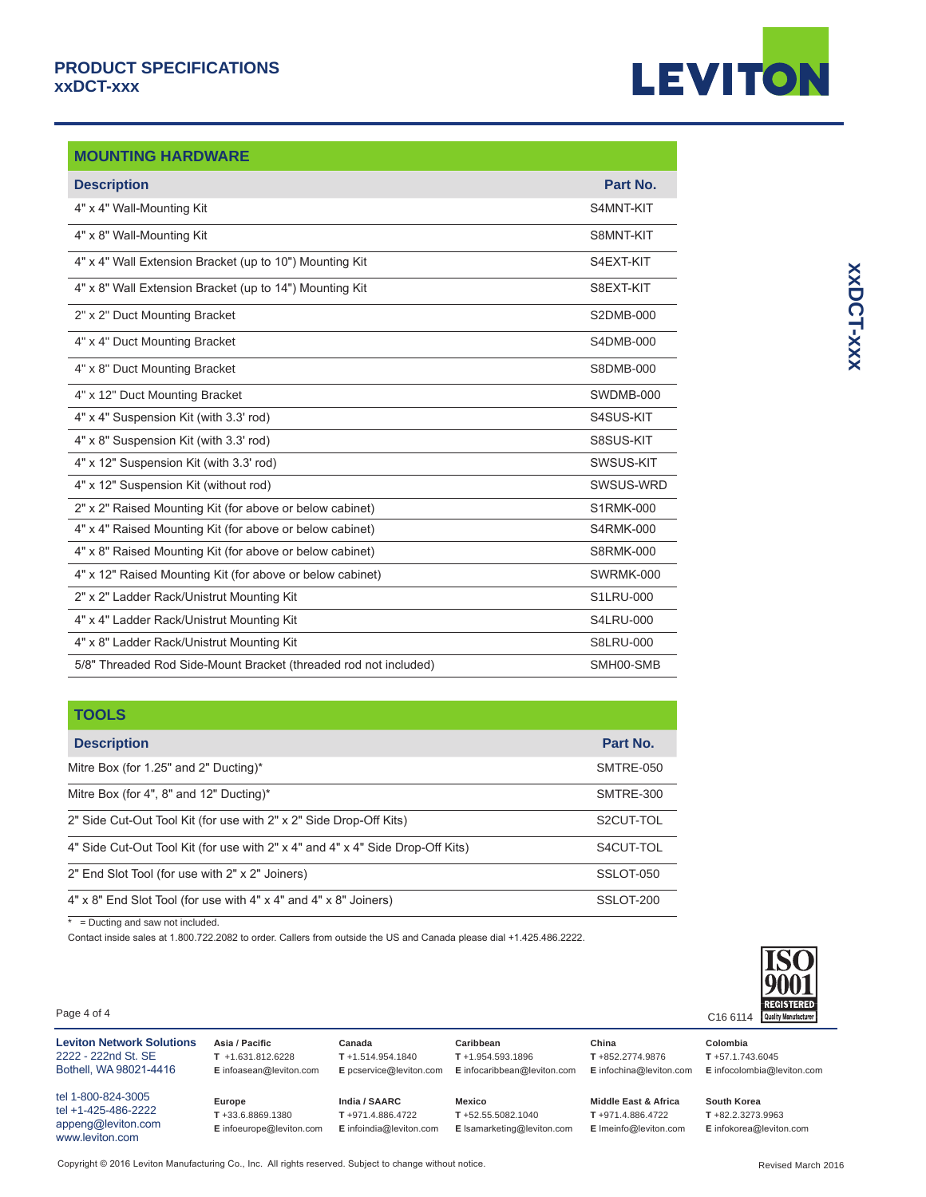## MOUNTING HARDWARE

| Description | Part No. |
|---|---|
| 4" x 4" Wall-Mounting Kit | S4MNT-KIT |
| 4" x 8" Wall-Mounting Kit | S8MNT-KIT |
| 4" x 4" Wall Extension Bracket (up to 10") Mounting Kit | S4EXT-KIT |
| 4" x 8" Wall Extension Bracket (up to 14") Mounting Kit | S8EXT-KIT |
| 2" x 2" Duct Mounting Bracket | S2DMB-000 |
| 4" x 4" Duct Mounting Bracket | S4DMB-000 |
| 4" x 8" Duct Mounting Bracket | S8DMB-000 |
| 4" x 12" Duct Mounting Bracket | SWDMB-000 |
| 4" x 4" Suspension Kit (with 3.3' rod) | S4SUS-KIT |
| 4" x 8" Suspension Kit (with 3.3' rod) | S8SUS-KIT |
| 4" x 12" Suspension Kit (with 3.3' rod) | SWSUS-KIT |
| 4" x 12" Suspension Kit (without rod) | SWSUS-WRD |
| 2" x 2" Raised Mounting Kit (for above or below cabinet) | S1RMK-000 |
| 4" x 4" Raised Mounting Kit (for above or below cabinet) | S4RMK-000 |
| 4" x 8" Raised Mounting Kit (for above or below cabinet) | S8RMK-000 |
| 4" x 12" Raised Mounting Kit (for above or below cabinet) | SWRMK-000 |
| 2" x 2" Ladder Rack/Unistrut Mounting Kit | S1LRU-000 |
| 4" x 4" Ladder Rack/Unistrut Mounting Kit | S4LRU-000 |
| 4" x 8" Ladder Rack/Unistrut Mounting Kit | S8LRU-000 |
| 5/8" Threaded Rod Side-Mount Bracket (threaded rod not included) | SMH00-SMB |

## TOOLS

| Description | Part No. |
|---|---|
| Mitre Box (for 1.25" and 2" Ducting)* | SMTRE-050 |
| Mitre Box (for 4", 8" and 12" Ducting)* | SMTRE-300 |
| 2" Side Cut-Out Tool Kit (for use with 2" x 2" Side Drop-Off Kits) | S2CUT-TOL |
| 4" Side Cut-Out Tool Kit (for use with 2" x 4" and 4" x 4" Side Drop-Off Kits) | S4CUT-TOL |
| 2" End Slot Tool (for use with 2" x 2" Joiners) | SSLOT-050 |
| 4" x 8" End Slot Tool (for use with 4" x 4" and 4" x 8" Joiners) | SSLOT-200 |

* = Ducting and saw not included.

Contact inside sales at 1.800.722.2082 to order. Callers from outside the US and Canada please dial +1.425.486.2222.

C16 6114

**Leviton Network Solutions**
2222 - 222nd St. SE
Bothell, WA 98021-4416

tel 1-800-824-3005
tel +1-425-486-2222
appeng@leviton.com
www.leviton.com

**Asia / Pacific**
T +1.631.812.6228
E infoasean@leviton.com

**Canada**
T +1.514.954.1840
E pcservice@leviton.com

**Caribbean**
T +1.954.593.1896
E infocaribbean@leviton.com

**China**
T +852.2774.9876
E infochina@leviton.com

**Colombia**
T +57.1.743.6045
E infocolombia@leviton.com

**Europe**
T +33.6.8869.1380
E infoeurope@leviton.com

**India / SAARC**
T +971.4.886.4722
E infoindia@leviton.com

**Mexico**
T +52.55.5082.1040
E lsamarketing@leviton.com

**Middle East & Africa**
T +971.4.886.4722
E lmeinfo@leviton.com

**South Korea**
T +82.2.3273.9963
E infokorea@leviton.com

Copyright © 2016 Leviton Manufacturing Co., Inc. All rights reserved. Subject to change without notice.

Revised March 2016